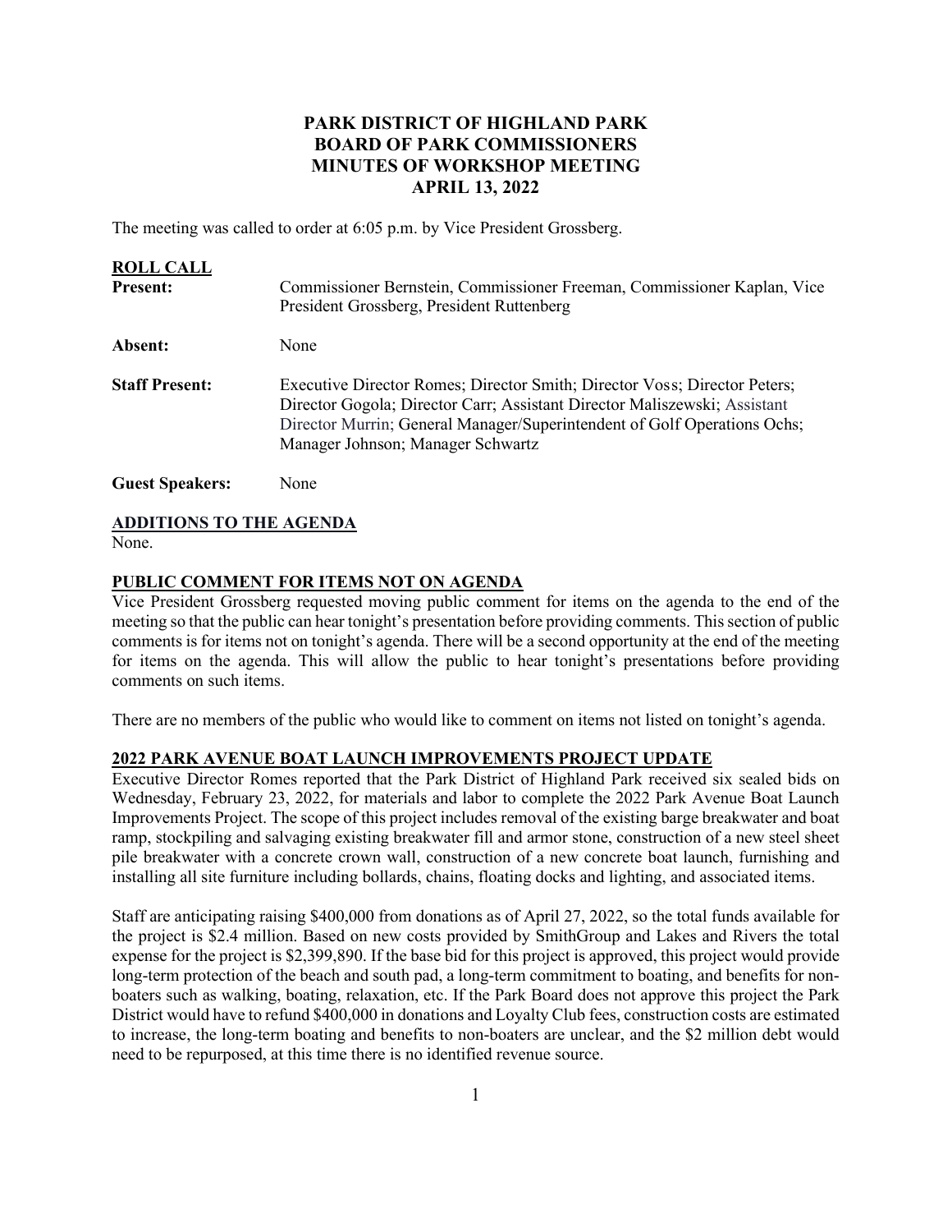# PARK DISTRICT OF HIGHLAND PARK
# BOARD OF PARK COMMISSIONERS
# MINUTES OF WORKSHOP MEETING
# APRIL 13, 2022

The meeting was called to order at 6:05 p.m. by Vice President Grossberg.

## ROLL CALL

**Present:** Commissioner Bernstein, Commissioner Freeman, Commissioner Kaplan, Vice President Grossberg, President Ruttenberg

**Absent:** None

**Staff Present:** Executive Director Romes; Director Smith; Director Voss; Director Peters; Director Gogola; Director Carr; Assistant Director Maliszewski; Assistant Director Murrin; General Manager/Superintendent of Golf Operations Ochs; Manager Johnson; Manager Schwartz

**Guest Speakers:** None

## ADDITIONS TO THE AGENDA

None.

## PUBLIC COMMENT FOR ITEMS NOT ON AGENDA

Vice President Grossberg requested moving public comment for items on the agenda to the end of the meeting so that the public can hear tonight's presentation before providing comments. This section of public comments is for items not on tonight's agenda. There will be a second opportunity at the end of the meeting for items on the agenda. This will allow the public to hear tonight's presentations before providing comments on such items.

There are no members of the public who would like to comment on items not listed on tonight's agenda.

## 2022 PARK AVENUE BOAT LAUNCH IMPROVEMENTS PROJECT UPDATE

Executive Director Romes reported that the Park District of Highland Park received six sealed bids on Wednesday, February 23, 2022, for materials and labor to complete the 2022 Park Avenue Boat Launch Improvements Project. The scope of this project includes removal of the existing barge breakwater and boat ramp, stockpiling and salvaging existing breakwater fill and armor stone, construction of a new steel sheet pile breakwater with a concrete crown wall, construction of a new concrete boat launch, furnishing and installing all site furniture including bollards, chains, floating docks and lighting, and associated items.

Staff are anticipating raising $400,000 from donations as of April 27, 2022, so the total funds available for the project is $2.4 million. Based on new costs provided by SmithGroup and Lakes and Rivers the total expense for the project is $2,399,890. If the base bid for this project is approved, this project would provide long-term protection of the beach and south pad, a long-term commitment to boating, and benefits for non-boaters such as walking, boating, relaxation, etc. If the Park Board does not approve this project the Park District would have to refund $400,000 in donations and Loyalty Club fees, construction costs are estimated to increase, the long-term boating and benefits to non-boaters are unclear, and the $2 million debt would need to be repurposed, at this time there is no identified revenue source.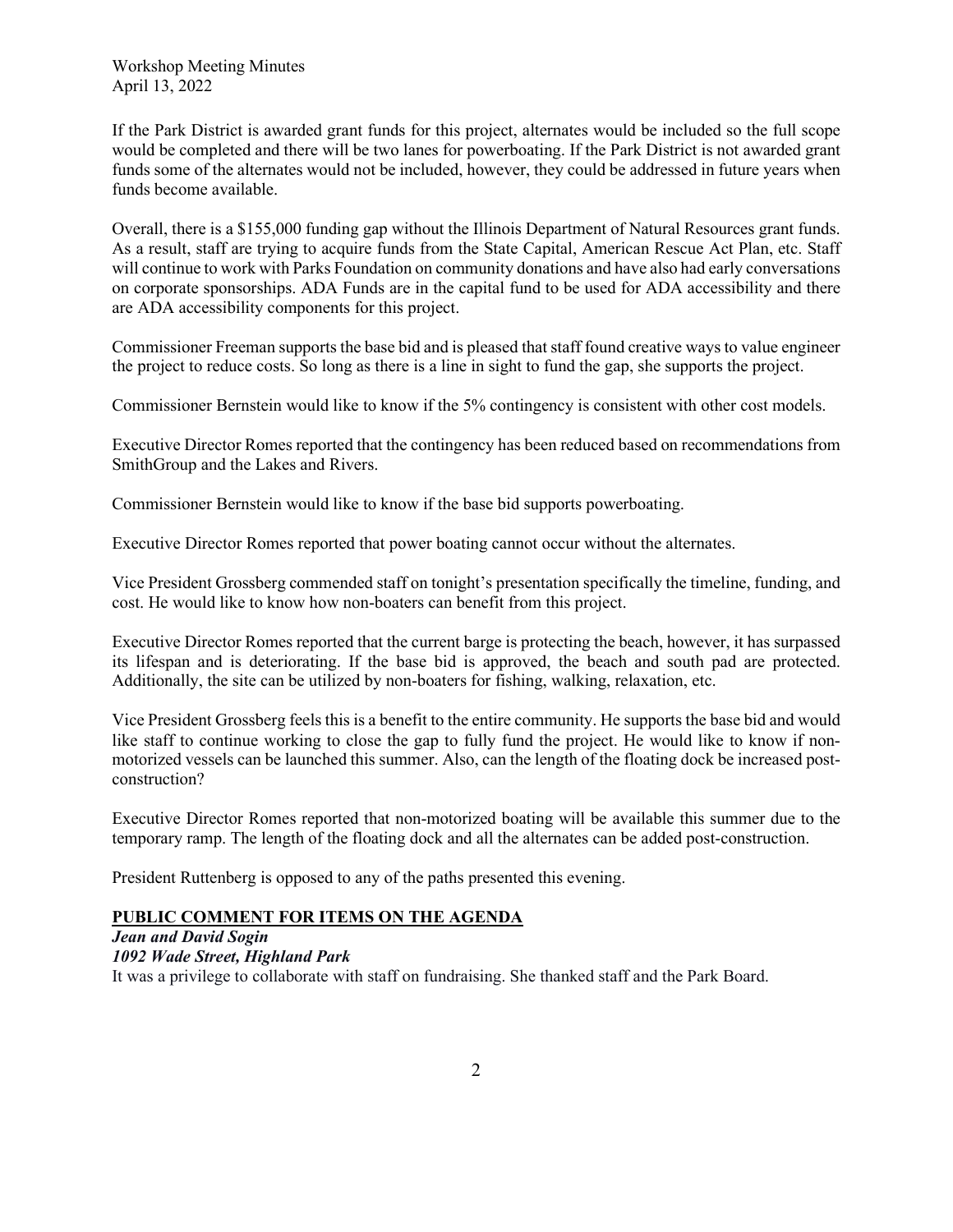If the Park District is awarded grant funds for this project, alternates would be included so the full scope would be completed and there will be two lanes for powerboating. If the Park District is not awarded grant funds some of the alternates would not be included, however, they could be addressed in future years when funds become available.

Overall, there is a $155,000 funding gap without the Illinois Department of Natural Resources grant funds. As a result, staff are trying to acquire funds from the State Capital, American Rescue Act Plan, etc. Staff will continue to work with Parks Foundation on community donations and have also had early conversations on corporate sponsorships. ADA Funds are in the capital fund to be used for ADA accessibility and there are ADA accessibility components for this project.

Commissioner Freeman supports the base bid and is pleased that staff found creative ways to value engineer the project to reduce costs. So long as there is a line in sight to fund the gap, she supports the project.

Commissioner Bernstein would like to know if the 5% contingency is consistent with other cost models.

Executive Director Romes reported that the contingency has been reduced based on recommendations from SmithGroup and the Lakes and Rivers.

Commissioner Bernstein would like to know if the base bid supports powerboating.

Executive Director Romes reported that power boating cannot occur without the alternates.

Vice President Grossberg commended staff on tonight's presentation specifically the timeline, funding, and cost. He would like to know how non-boaters can benefit from this project.

Executive Director Romes reported that the current barge is protecting the beach, however, it has surpassed its lifespan and is deteriorating. If the base bid is approved, the beach and south pad are protected. Additionally, the site can be utilized by non-boaters for fishing, walking, relaxation, etc.

Vice President Grossberg feels this is a benefit to the entire community. He supports the base bid and would like staff to continue working to close the gap to fully fund the project. He would like to know if non-motorized vessels can be launched this summer. Also, can the length of the floating dock be increased post-construction?

Executive Director Romes reported that non-motorized boating will be available this summer due to the temporary ramp. The length of the floating dock and all the alternates can be added post-construction.

President Ruttenberg is opposed to any of the paths presented this evening.

## PUBLIC COMMENT FOR ITEMS ON THE AGENDA

***Jean and David Sogin***
***1092 Wade Street, Highland Park***

It was a privilege to collaborate with staff on fundraising. She thanked staff and the Park Board.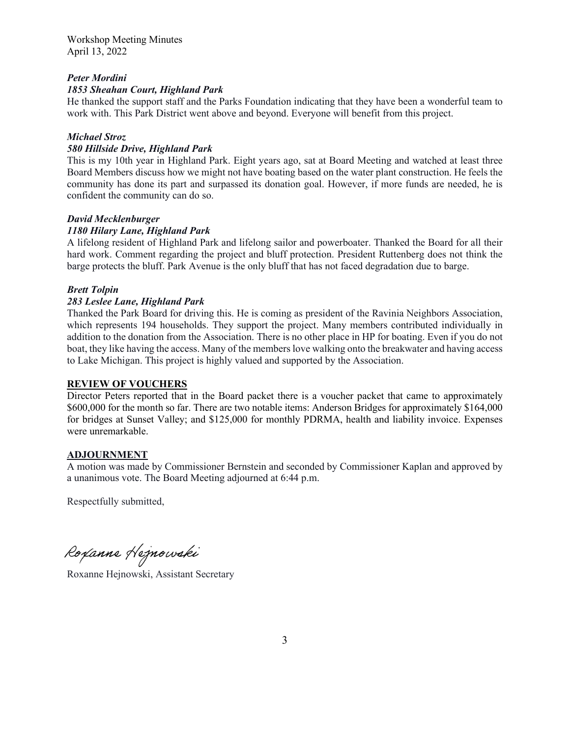***Peter Mordini***
***1853 Sheahan Court, Highland Park***
He thanked the support staff and the Parks Foundation indicating that they have been a wonderful team to work with. This Park District went above and beyond. Everyone will benefit from this project.

***Michael Stroz***
***580 Hillside Drive, Highland Park***
This is my 10th year in Highland Park. Eight years ago, sat at Board Meeting and watched at least three Board Members discuss how we might not have boating based on the water plant construction. He feels the community has done its part and surpassed its donation goal. However, if more funds are needed, he is confident the community can do so.

***David Mecklenburger***
***1180 Hilary Lane, Highland Park***
A lifelong resident of Highland Park and lifelong sailor and powerboater. Thanked the Board for all their hard work. Comment regarding the project and bluff protection. President Ruttenberg does not think the barge protects the bluff. Park Avenue is the only bluff that has not faced degradation due to barge.

***Brett Tolpin***
***283 Leslee Lane, Highland Park***
Thanked the Park Board for driving this. He is coming as president of the Ravinia Neighbors Association, which represents 194 households. They support the project. Many members contributed individually in addition to the donation from the Association. There is no other place in HP for boating. Even if you do not boat, they like having the access. Many of the members love walking onto the breakwater and having access to Lake Michigan. This project is highly valued and supported by the Association.

**REVIEW OF VOUCHERS**
Director Peters reported that in the Board packet there is a voucher packet that came to approximately $600,000 for the month so far. There are two notable items: Anderson Bridges for approximately $164,000 for bridges at Sunset Valley; and $125,000 for monthly PDRMA, health and liability invoice. Expenses were unremarkable.

**ADJOURNMENT**
A motion was made by Commissioner Bernstein and seconded by Commissioner Kaplan and approved by a unanimous vote. The Board Meeting adjourned at 6:44 p.m.

Respectfully submitted,

Roxanne Hejnowski

Roxanne Hejnowski, Assistant Secretary